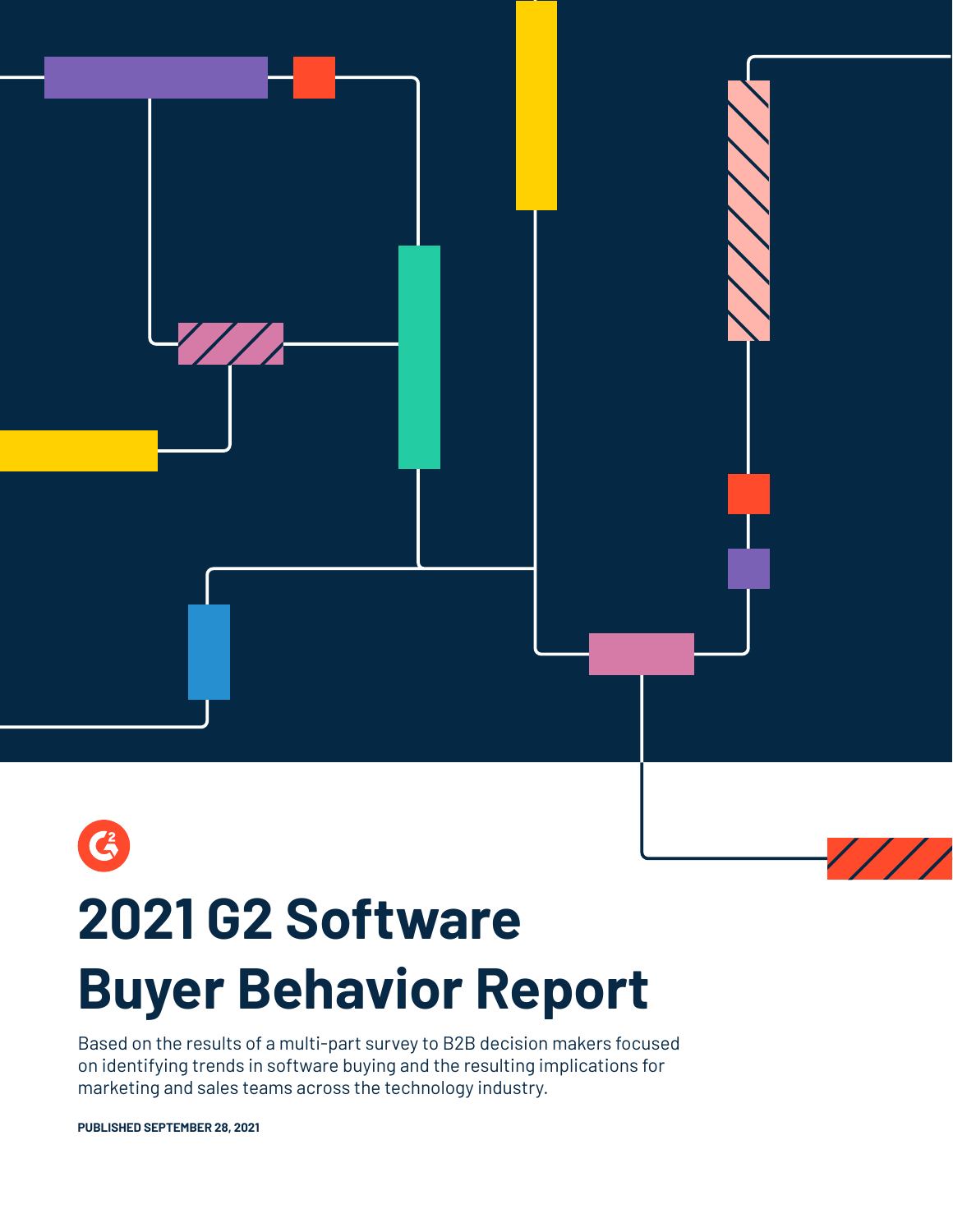# 2021 G2 Software Buyer Behavior Report

Based on the results of a multi-part survey to B2B decision makers focused on identifying trends in software buying and the resulting implications for marketing and sales teams across the technology industry.

**PUBLISHED SEPTEMBER 28, 2021**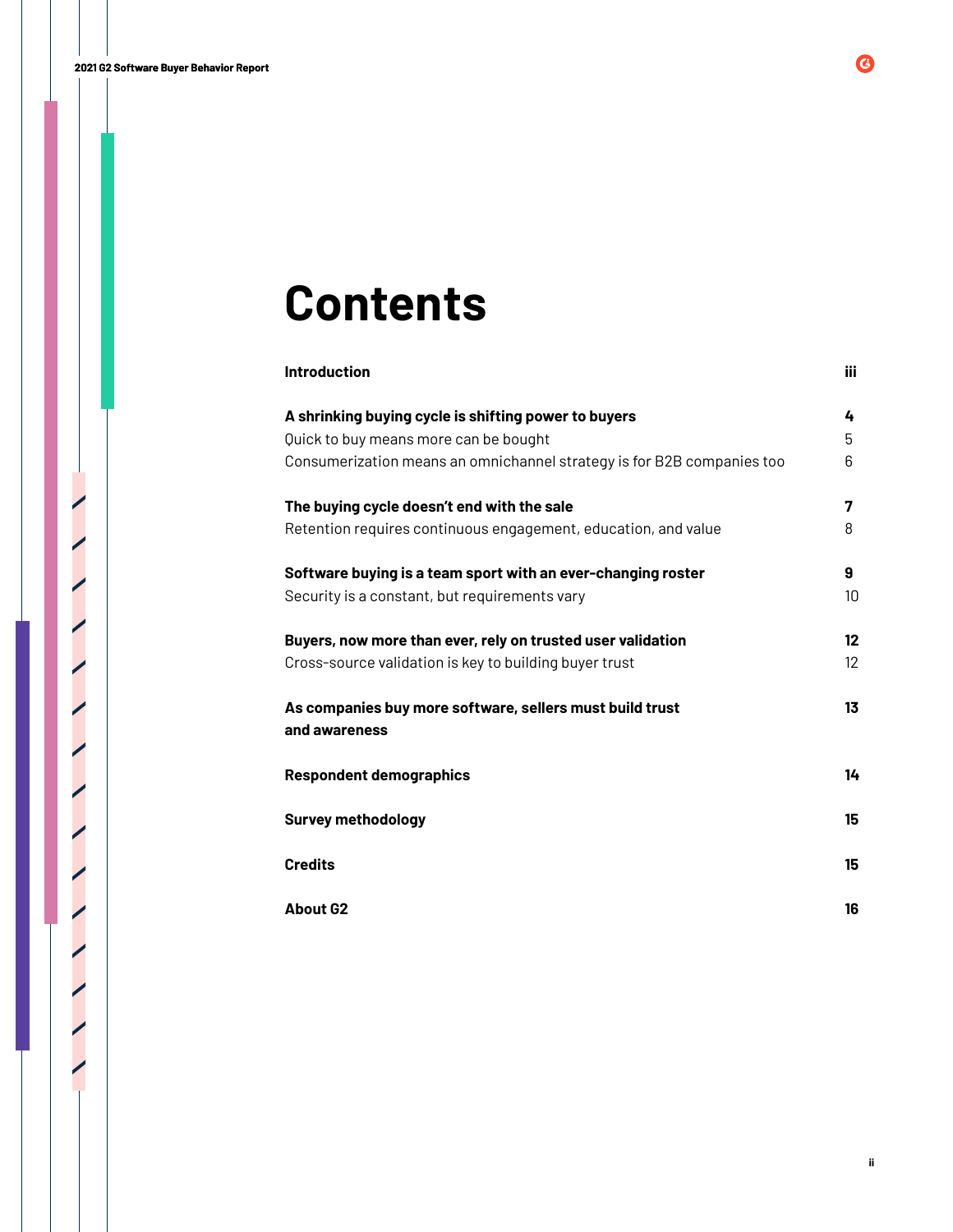# Contents

| | |
|---|---|
| **Introduction** | **iii** |
| **A shrinking buying cycle is shifting power to buyers** | **4** |
| Quick to buy means more can be bought | 5 |
| Consumerization means an omnichannel strategy is for B2B companies too | 6 |
| **The buying cycle doesn't end with the sale** | **7** |
| Retention requires continuous engagement, education, and value | 8 |
| **Software buying is a team sport with an ever-changing roster** | **9** |
| Security is a constant, but requirements vary | 10 |
| **Buyers, now more than ever, rely on trusted user validation** | **12** |
| Cross-source validation is key to building buyer trust | 12 |
| **As companies buy more software, sellers must build trust and awareness** | **13** |
| **Respondent demographics** | **14** |
| **Survey methodology** | **15** |
| **Credits** | **15** |
| **About G2** | **16** |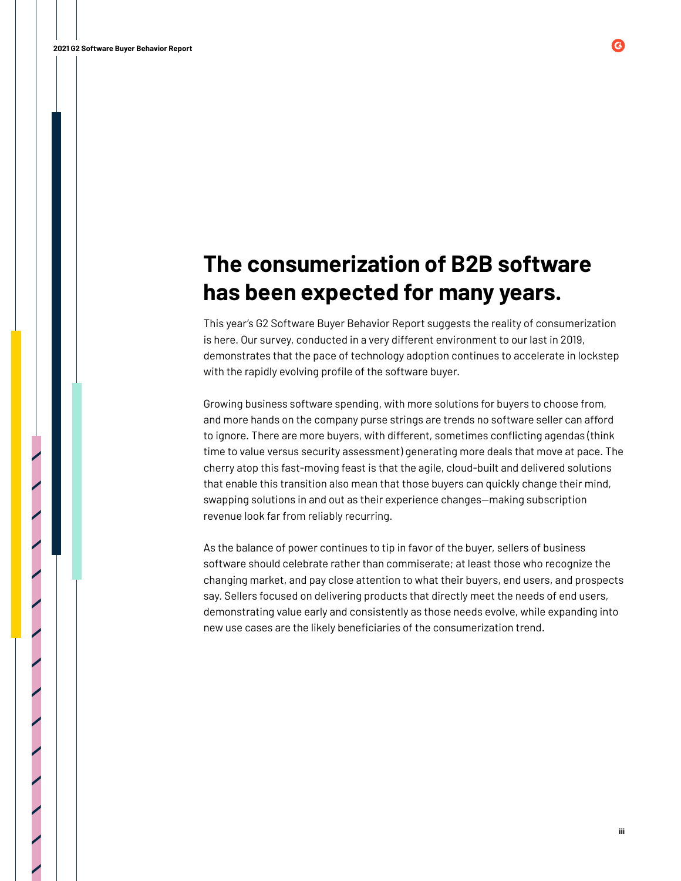# The consumerization of B2B software has been expected for many years.

This year's G2 Software Buyer Behavior Report suggests the reality of consumerization is here. Our survey, conducted in a very different environment to our last in 2019, demonstrates that the pace of technology adoption continues to accelerate in lockstep with the rapidly evolving profile of the software buyer.

Growing business software spending, with more solutions for buyers to choose from, and more hands on the company purse strings are trends no software seller can afford to ignore. There are more buyers, with different, sometimes conflicting agendas (think time to value versus security assessment) generating more deals that move at pace. The cherry atop this fast-moving feast is that the agile, cloud-built and delivered solutions that enable this transition also mean that those buyers can quickly change their mind, swapping solutions in and out as their experience changes—making subscription revenue look far from reliably recurring.

As the balance of power continues to tip in favor of the buyer, sellers of business software should celebrate rather than commiserate; at least those who recognize the changing market, and pay close attention to what their buyers, end users, and prospects say. Sellers focused on delivering products that directly meet the needs of end users, demonstrating value early and consistently as those needs evolve, while expanding into new use cases are the likely beneficiaries of the consumerization trend.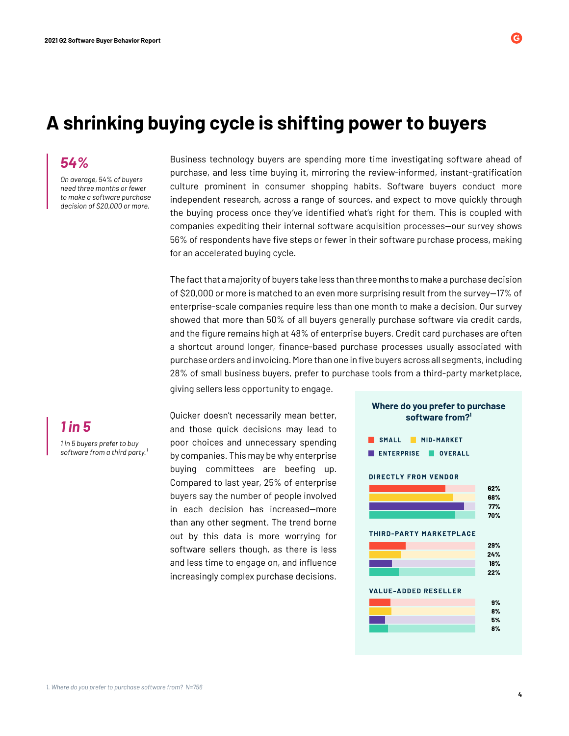# A shrinking buying cycle is shifting power to buyers

***54%***

*On average, 54% of buyers need three months or fewer to make a software purchase decision of $20,000 or more.*

Business technology buyers are spending more time investigating software ahead of purchase, and less time buying it, mirroring the review-informed, instant-gratification culture prominent in consumer shopping habits. Software buyers conduct more independent research, across a range of sources, and expect to move quickly through the buying process once they've identified what's right for them. This is coupled with companies expediting their internal software acquisition processes—our survey shows 56% of respondents have five steps or fewer in their software purchase process, making for an accelerated buying cycle.

The fact that a majority of buyers take less than three months to make a purchase decision of $20,000 or more is matched to an even more surprising result from the survey—17% of enterprise-scale companies require less than one month to make a decision. Our survey showed that more than 50% of all buyers generally purchase software via credit cards, and the figure remains high at 48% of enterprise buyers. Credit card purchases are often a shortcut around longer, finance-based purchase processes usually associated with purchase orders and invoicing. More than one in five buyers across all segments, including 28% of small business buyers, prefer to purchase tools from a third-party marketplace, giving sellers less opportunity to engage.

***1 in 5***

*1 in 5 buyers prefer to buy software from a third party.[1]*

Quicker doesn't necessarily mean better, and those quick decisions may lead to poor choices and unnecessary spending by companies. This may be why enterprise buying committees are beefing up. Compared to last year, 25% of enterprise buyers say the number of people involved in each decision has increased—more than any other segment. The trend borne out by this data is more worrying for software sellers though, as there is less and less time to engage on, and influence increasingly complex purchase decisions.

**Where do you prefer to purchase software from?[1]**

| | Small | Mid-Market | Enterprise | Overall |
|---|---|---|---|---|
| Directly from vendor | 62% | 68% | 77% | 70% |
| Third-party marketplace | 29% | 24% | 18% | 22% |
| Value-added reseller | 9% | 8% | 5% | 8% |

1. Where do you prefer to purchase software from? N=756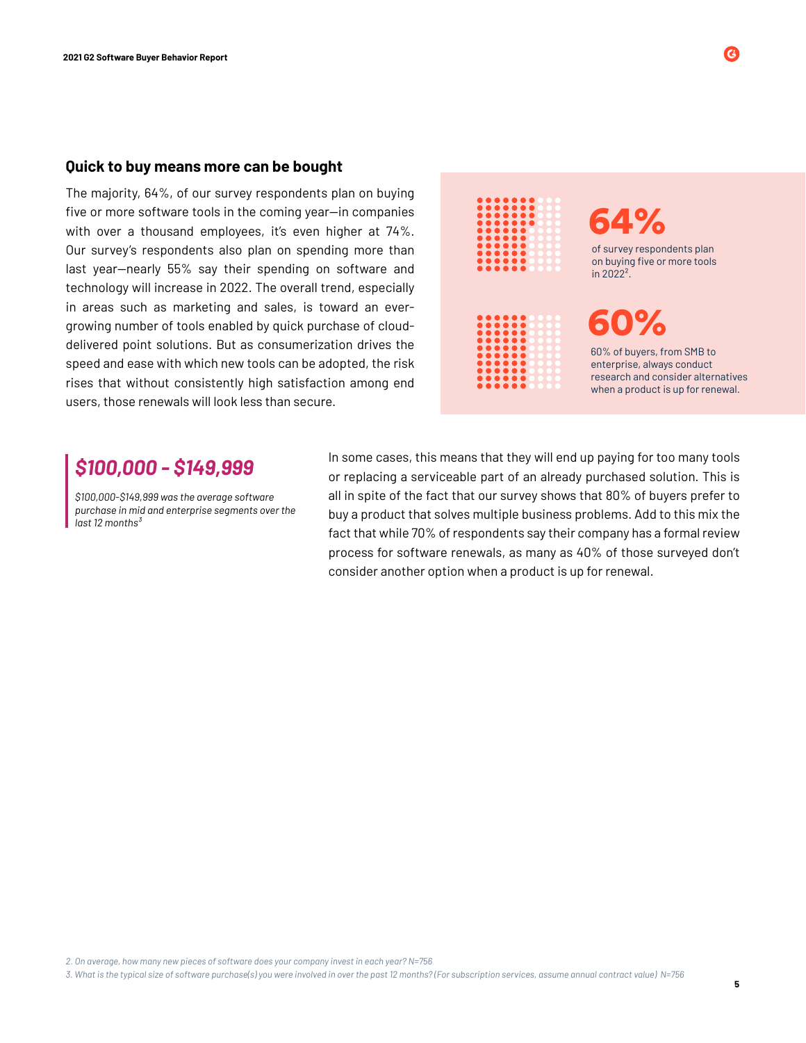## Quick to buy means more can be bought

The majority, 64%, of our survey respondents plan on buying five or more software tools in the coming year—in companies with over a thousand employees, it's even higher at 74%. Our survey's respondents also plan on spending more than last year—nearly 55% say their spending on software and technology will increase in 2022. The overall trend, especially in areas such as marketing and sales, is toward an ever-growing number of tools enabled by quick purchase of cloud-delivered point solutions. But as consumerization drives the speed and ease with which new tools can be adopted, the risk rises that without consistently high satisfaction among end users, those renewals will look less than secure.

**64%**

of survey respondents plan on buying five or more tools in 2022[2].

**60%**

60% of buyers, from SMB to enterprise, always conduct research and consider alternatives when a product is up for renewal.

***$100,000 - $149,999***

*$100,000-$149,999 was the average software purchase in mid and enterprise segments over the last 12 months[3]*

In some cases, this means that they will end up paying for too many tools or replacing a serviceable part of an already purchased solution. This is all in spite of the fact that our survey shows that 80% of buyers prefer to buy a product that solves multiple business problems. Add to this mix the fact that while 70% of respondents say their company has a formal review process for software renewals, as many as 40% of those surveyed don't consider another option when a product is up for renewal.

*2. On average, how many new pieces of software does your company invest in each year? N=756*

*3. What is the typical size of software purchase(s) you were involved in over the past 12 months? (For subscription services, assume annual contract value) N=756*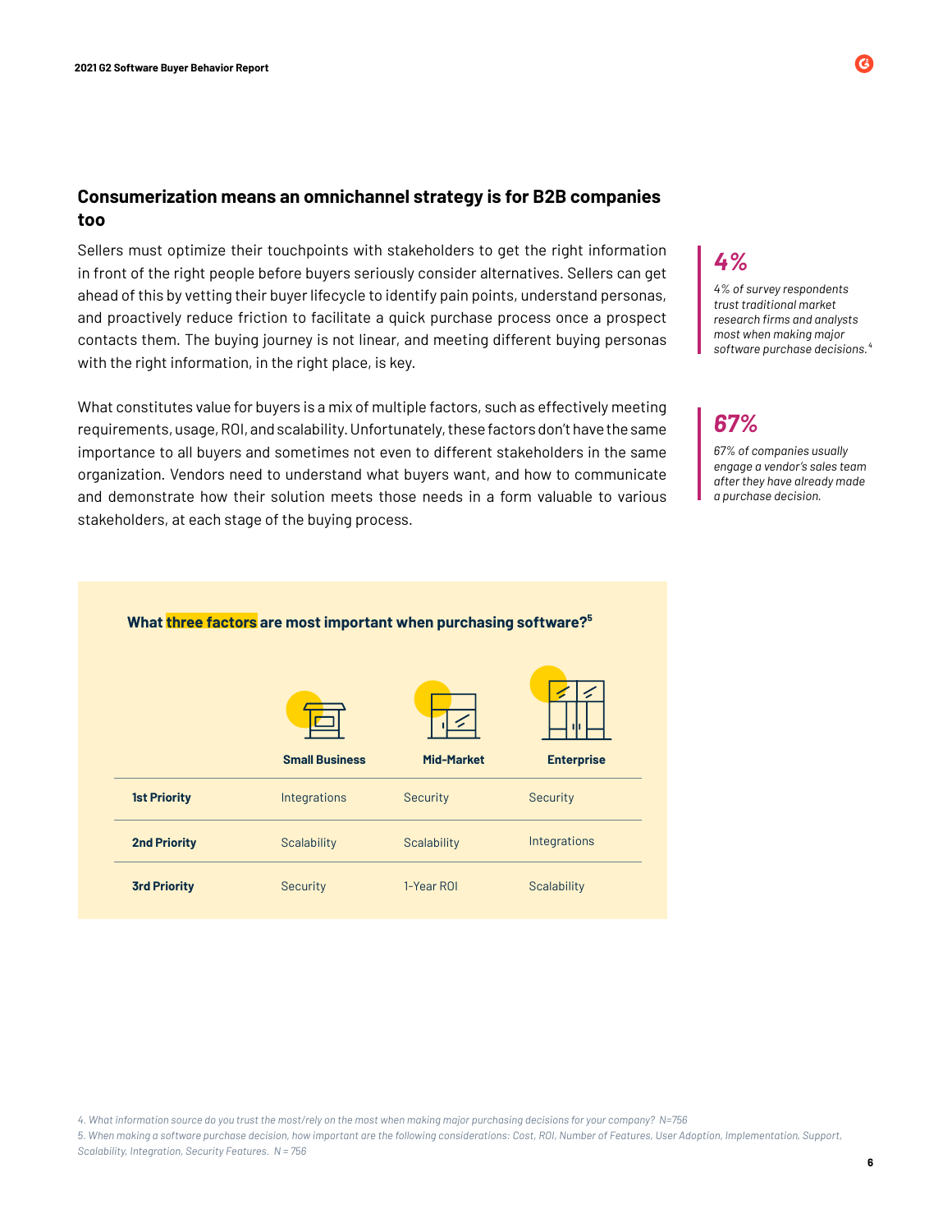## Consumerization means an omnichannel strategy is for B2B companies too

Sellers must optimize their touchpoints with stakeholders to get the right information in front of the right people before buyers seriously consider alternatives. Sellers can get ahead of this by vetting their buyer lifecycle to identify pain points, understand personas, and proactively reduce friction to facilitate a quick purchase process once a prospect contacts them. The buying journey is not linear, and meeting different buying personas with the right information, in the right place, is key.

What constitutes value for buyers is a mix of multiple factors, such as effectively meeting requirements, usage, ROI, and scalability. Unfortunately, these factors don't have the same importance to all buyers and sometimes not even to different stakeholders in the same organization. Vendors need to understand what buyers want, and how to communicate and demonstrate how their solution meets those needs in a form valuable to various stakeholders, at each stage of the buying process.

**4%**

*4% of survey respondents trust traditional market research firms and analysts most when making major software purchase decisions.*[4]

**67%**

*67% of companies usually engage a vendor's sales team after they have already made a purchase decision.*

**What three factors are most important when purchasing software?**[5]

| | Small Business | Mid-Market | Enterprise |
|---|---|---|---|
| **1st Priority** | Integrations | Security | Security |
| **2nd Priority** | Scalability | Scalability | Integrations |
| **3rd Priority** | Security | 1-Year ROI | Scalability |

*4. What information source do you trust the most/rely on the most when making major purchasing decisions for your company? N=756*

*5. When making a software purchase decision, how important are the following considerations: Cost, ROI, Number of Features, User Adoption, Implementation, Support, Scalability, Integration, Security Features. N = 756*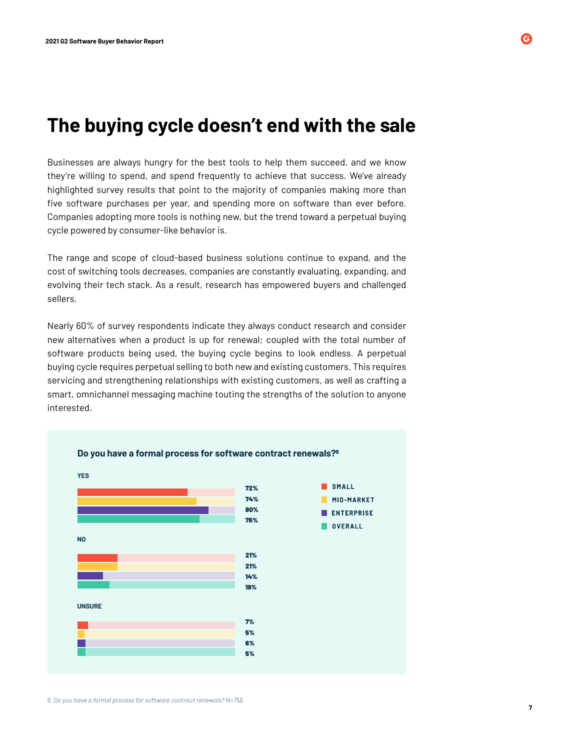# The buying cycle doesn't end with the sale

Businesses are always hungry for the best tools to help them succeed, and we know they're willing to spend, and spend frequently to achieve that success. We've already highlighted survey results that point to the majority of companies making more than five software purchases per year, and spending more on software than ever before. Companies adopting more tools is nothing new, but the trend toward a perpetual buying cycle powered by consumer-like behavior is.

The range and scope of cloud-based business solutions continue to expand, and the cost of switching tools decreases, companies are constantly evaluating, expanding, and evolving their tech stack. As a result, research has empowered buyers and challenged sellers.

Nearly 60% of survey respondents indicate they always conduct research and consider new alternatives when a product is up for renewal; coupled with the total number of software products being used, the buying cycle begins to look endless. A perpetual buying cycle requires perpetual selling to both new and existing customers. This requires servicing and strengthening relationships with existing customers, as well as crafting a smart, omnichannel messaging machine touting the strengths of the solution to anyone interested.

**Do you have a formal process for software contract renewals?[6]**

| | Small | Mid-Market | Enterprise | Overall |
|---|---|---|---|---|
| Yes | 72% | 74% | 80% | 76% |
| No | 21% | 21% | 14% | 19% |
| Unsure | 7% | 5% | 6% | 5% |

*6. Do you have a formal process for software contract renewals? N=756*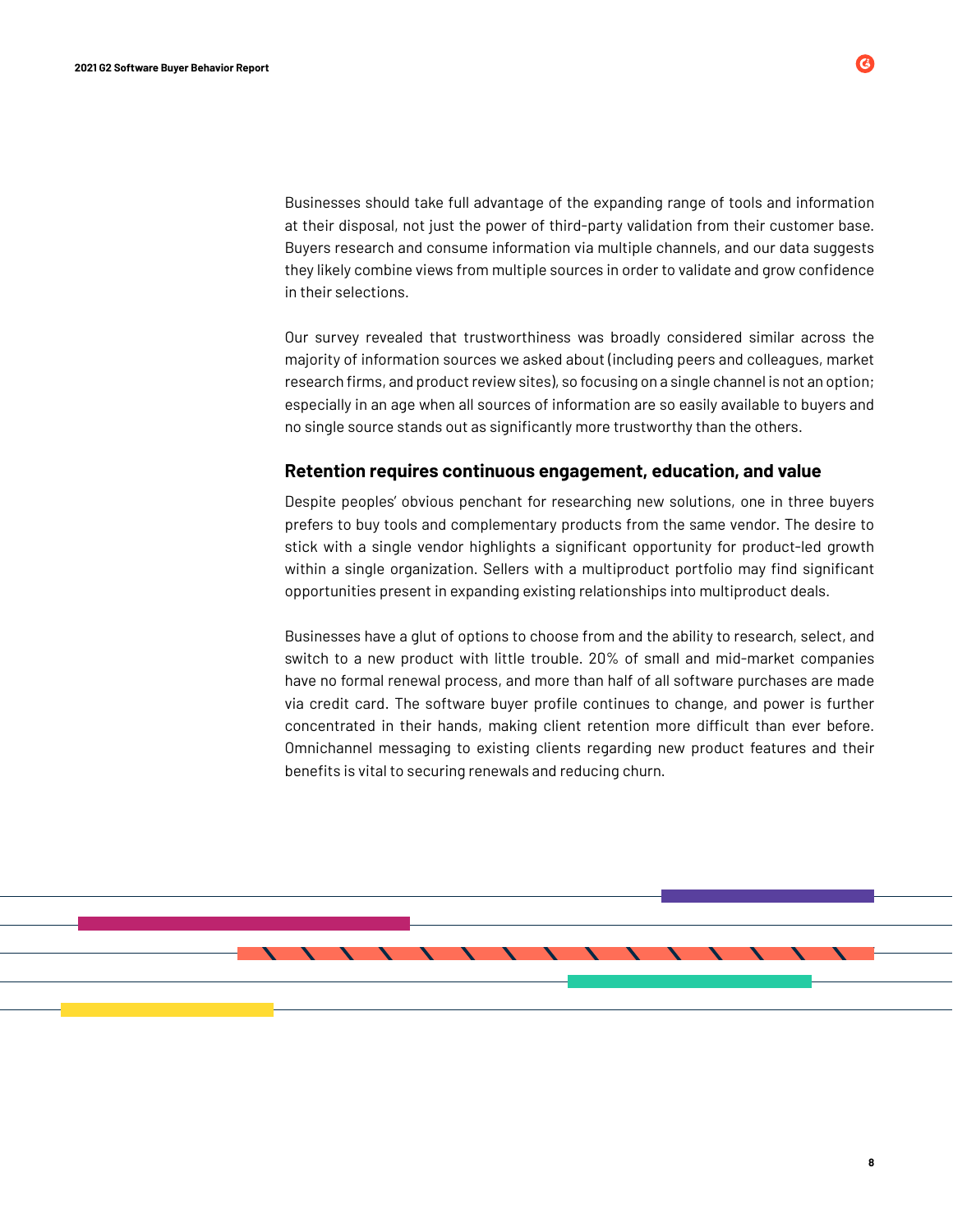Businesses should take full advantage of the expanding range of tools and information at their disposal, not just the power of third-party validation from their customer base. Buyers research and consume information via multiple channels, and our data suggests they likely combine views from multiple sources in order to validate and grow confidence in their selections.

Our survey revealed that trustworthiness was broadly considered similar across the majority of information sources we asked about (including peers and colleagues, market research firms, and product review sites), so focusing on a single channel is not an option; especially in an age when all sources of information are so easily available to buyers and no single source stands out as significantly more trustworthy than the others.

### Retention requires continuous engagement, education, and value

Despite peoples' obvious penchant for researching new solutions, one in three buyers prefers to buy tools and complementary products from the same vendor. The desire to stick with a single vendor highlights a significant opportunity for product-led growth within a single organization. Sellers with a multiproduct portfolio may find significant opportunities present in expanding existing relationships into multiproduct deals.

Businesses have a glut of options to choose from and the ability to research, select, and switch to a new product with little trouble. 20% of small and mid-market companies have no formal renewal process, and more than half of all software purchases are made via credit card. The software buyer profile continues to change, and power is further concentrated in their hands, making client retention more difficult than ever before. Omnichannel messaging to existing clients regarding new product features and their benefits is vital to securing renewals and reducing churn.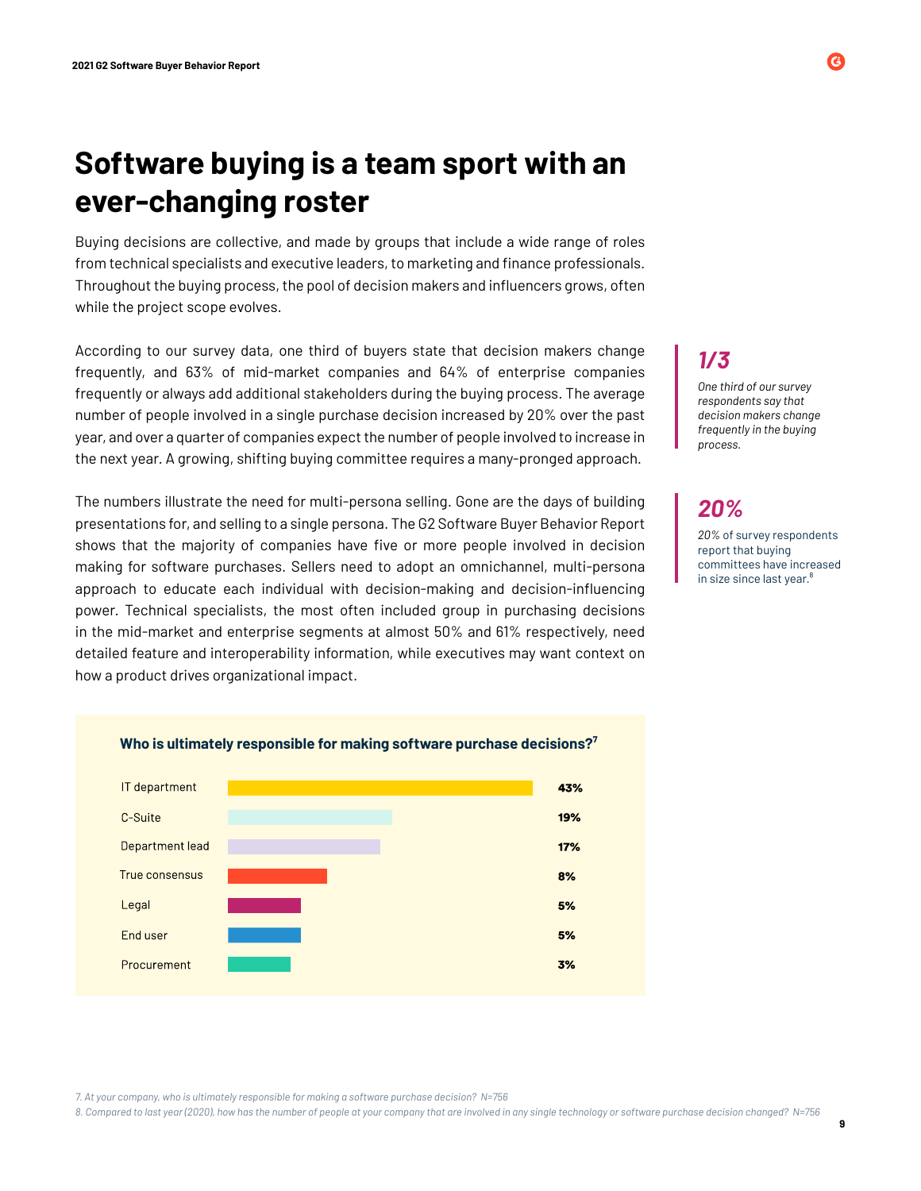# Software buying is a team sport with an ever-changing roster

Buying decisions are collective, and made by groups that include a wide range of roles from technical specialists and executive leaders, to marketing and finance professionals. Throughout the buying process, the pool of decision makers and influencers grows, often while the project scope evolves.

According to our survey data, one third of buyers state that decision makers change frequently, and 63% of mid-market companies and 64% of enterprise companies frequently or always add additional stakeholders during the buying process. The average number of people involved in a single purchase decision increased by 20% over the past year, and over a quarter of companies expect the number of people involved to increase in the next year. A growing, shifting buying committee requires a many-pronged approach.

The numbers illustrate the need for multi-persona selling. Gone are the days of building presentations for, and selling to a single persona. The G2 Software Buyer Behavior Report shows that the majority of companies have five or more people involved in decision making for software purchases. Sellers need to adopt an omnichannel, multi-persona approach to educate each individual with decision-making and decision-influencing power. Technical specialists, the most often included group in purchasing decisions in the mid-market and enterprise segments at almost 50% and 61% respectively, need detailed feature and interoperability information, while executives may want context on how a product drives organizational impact.

***1/3***

*One third of our survey respondents say that decision makers change frequently in the buying process.*

***20%***

20% of survey respondents report that buying committees have increased in size since last year.[8]

**Who is ultimately responsible for making software purchase decisions?[7]**

| Role | Percentage |
|---|---|
| IT department | 43% |
| C-Suite | 19% |
| Department lead | 17% |
| True consensus | 8% |
| Legal | 5% |
| End user | 5% |
| Procurement | 3% |

*7. At your company, who is ultimately responsible for making a software purchase decision? N=756*

*8. Compared to last year (2020), how has the number of people at your company that are involved in any single technology or software purchase decision changed? N=756*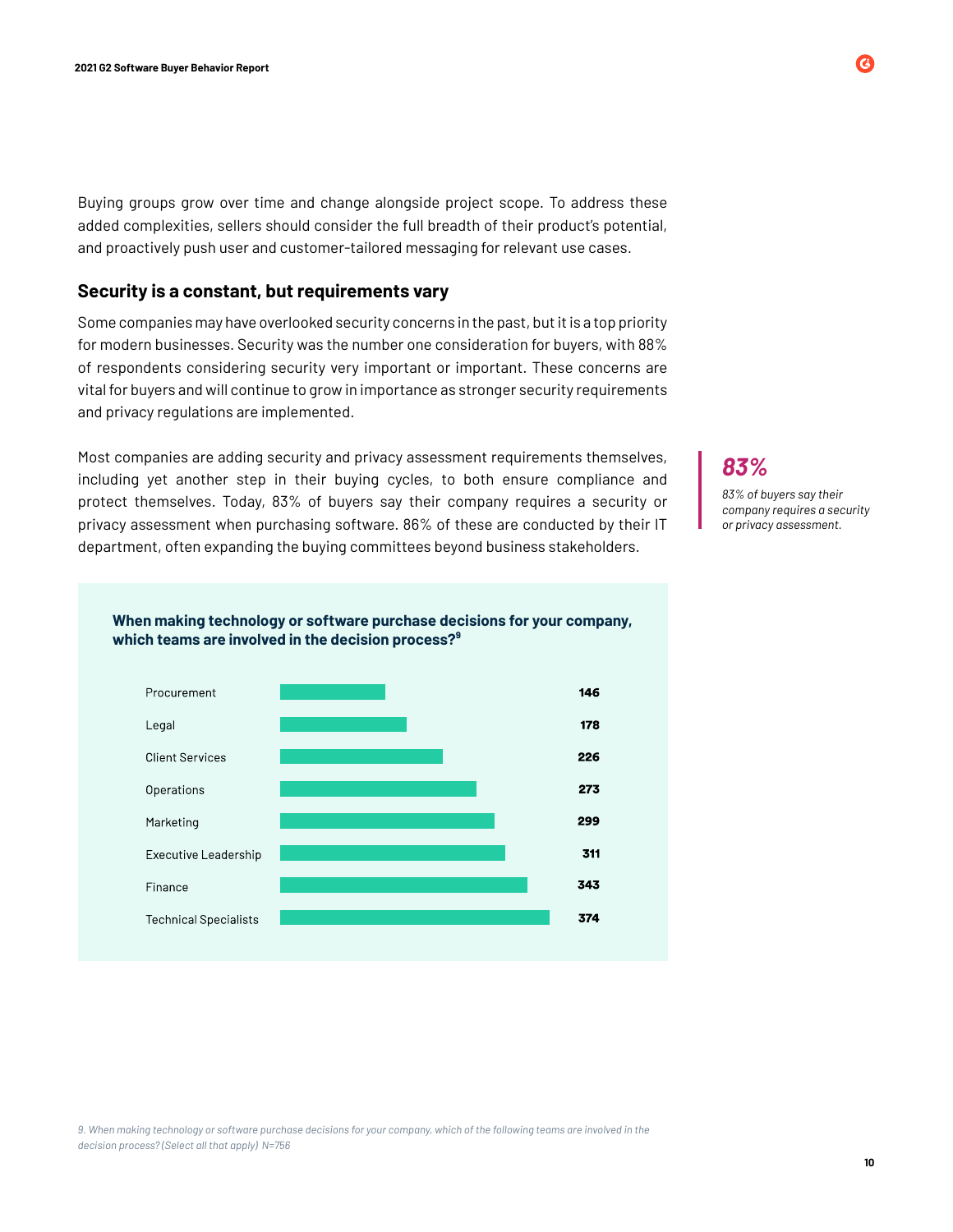Buying groups grow over time and change alongside project scope. To address these added complexities, sellers should consider the full breadth of their product's potential, and proactively push user and customer-tailored messaging for relevant use cases.

## Security is a constant, but requirements vary

Some companies may have overlooked security concerns in the past, but it is a top priority for modern businesses. Security was the number one consideration for buyers, with 88% of respondents considering security very important or important. These concerns are vital for buyers and will continue to grow in importance as stronger security requirements and privacy regulations are implemented.

Most companies are adding security and privacy assessment requirements themselves, including yet another step in their buying cycles, to both ensure compliance and protect themselves. Today, 83% of buyers say their company requires a security or privacy assessment when purchasing software. 86% of these are conducted by their IT department, often expanding the buying committees beyond business stakeholders.

> ***83%***
>
> *83% of buyers say their company requires a security or privacy assessment.*

**When making technology or software purchase decisions for your company, which teams are involved in the decision process?**[9]

| Team | Responses |
|---|---|
| Procurement | 146 |
| Legal | 178 |
| Client Services | 226 |
| Operations | 273 |
| Marketing | 299 |
| Executive Leadership | 311 |
| Finance | 343 |
| Technical Specialists | 374 |

*9. When making technology or software purchase decisions for your company, which of the following teams are involved in the decision process? (Select all that apply) N=756*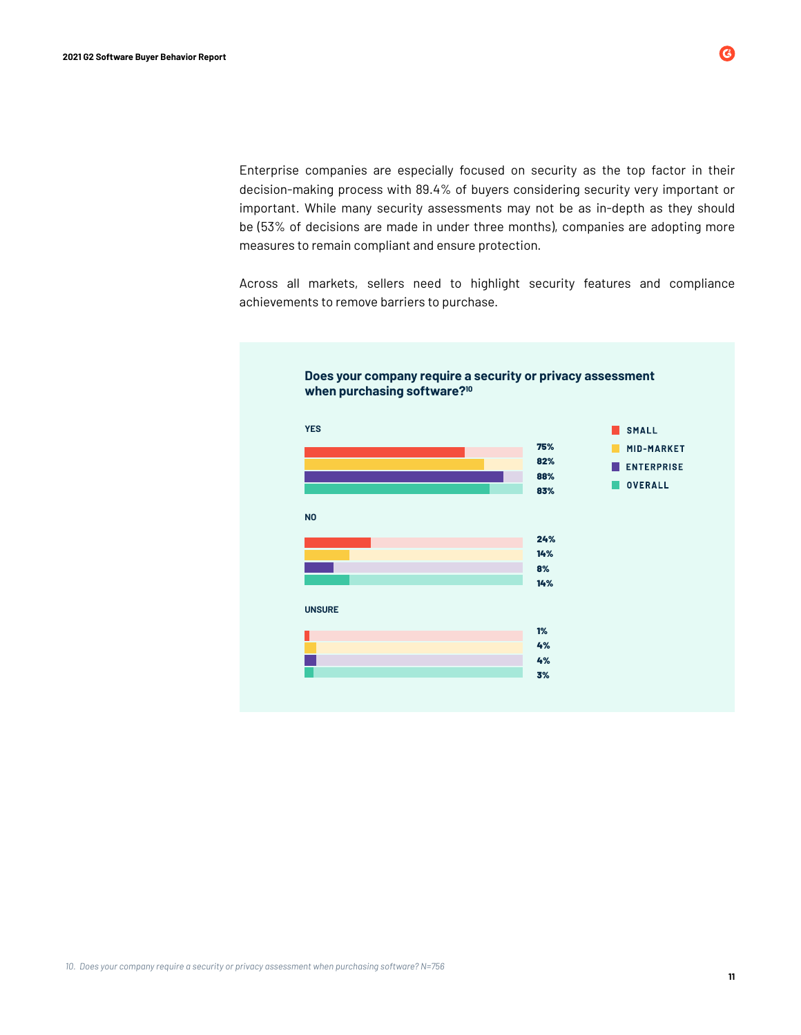Enterprise companies are especially focused on security as the top factor in their decision-making process with 89.4% of buyers considering security very important or important. While many security assessments may not be as in-depth as they should be (53% of decisions are made in under three months), companies are adopting more measures to remain compliant and ensure protection.

Across all markets, sellers need to highlight security features and compliance achievements to remove barriers to purchase.

**Does your company require a security or privacy assessment when purchasing software?**[10]

| | Small | Mid-Market | Enterprise | Overall |
|---|---|---|---|---|
| YES | 75% | 82% | 88% | 83% |
| NO | 24% | 14% | 8% | 14% |
| UNSURE | 1% | 4% | 4% | 3% |

*10. Does your company require a security or privacy assessment when purchasing software? N=756*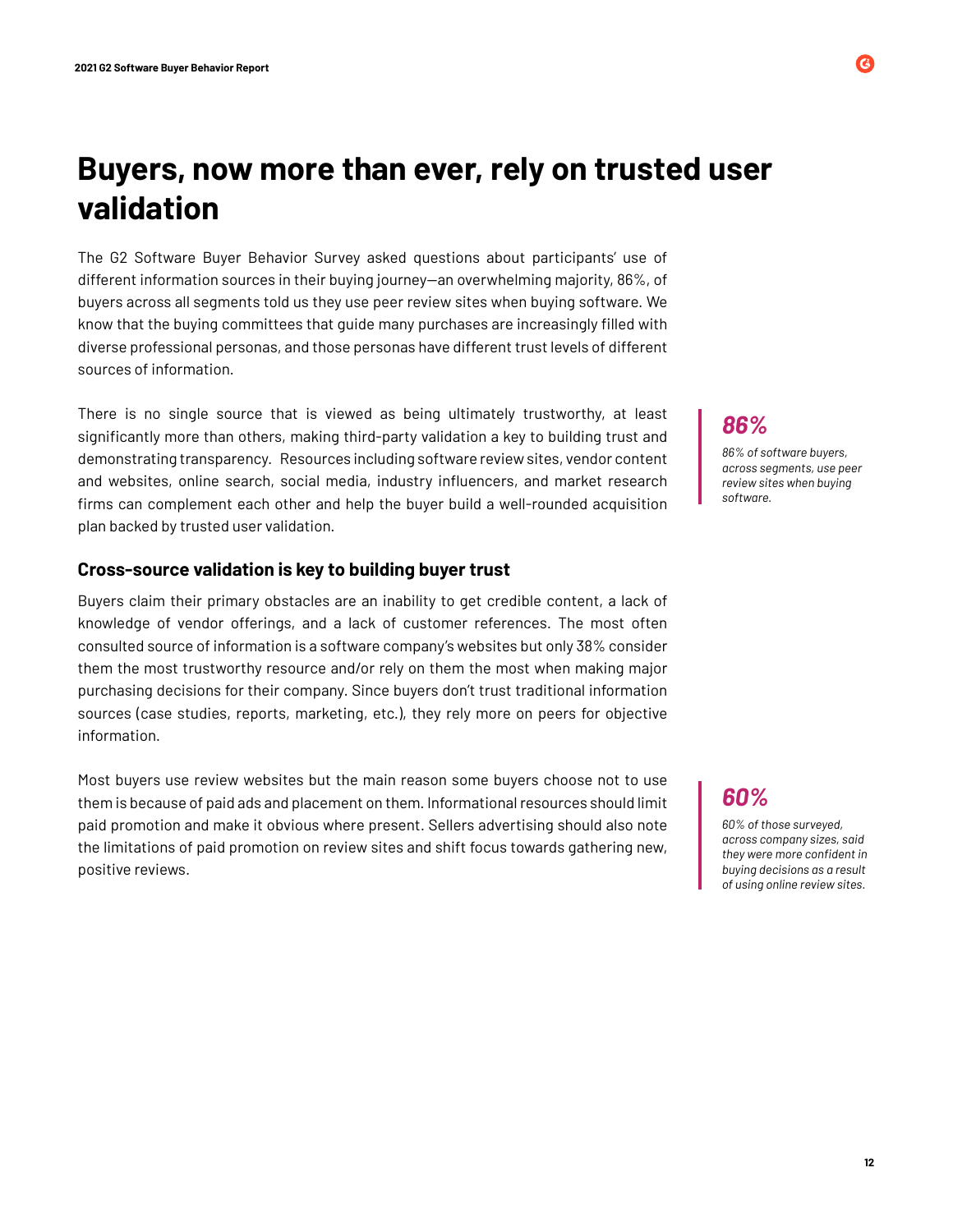# Buyers, now more than ever, rely on trusted user validation

The G2 Software Buyer Behavior Survey asked questions about participants' use of different information sources in their buying journey—an overwhelming majority, 86%, of buyers across all segments told us they use peer review sites when buying software. We know that the buying committees that guide many purchases are increasingly filled with diverse professional personas, and those personas have different trust levels of different sources of information.

There is no single source that is viewed as being ultimately trustworthy, at least significantly more than others, making third-party validation a key to building trust and demonstrating transparency. Resources including software review sites, vendor content and websites, online search, social media, industry influencers, and market research firms can complement each other and help the buyer build a well-rounded acquisition plan backed by trusted user validation.

***86%***

*86% of software buyers, across segments, use peer review sites when buying software.*

## Cross-source validation is key to building buyer trust

Buyers claim their primary obstacles are an inability to get credible content, a lack of knowledge of vendor offerings, and a lack of customer references. The most often consulted source of information is a software company's websites but only 38% consider them the most trustworthy resource and/or rely on them the most when making major purchasing decisions for their company. Since buyers don't trust traditional information sources (case studies, reports, marketing, etc.), they rely more on peers for objective information.

Most buyers use review websites but the main reason some buyers choose not to use them is because of paid ads and placement on them. Informational resources should limit paid promotion and make it obvious where present. Sellers advertising should also note the limitations of paid promotion on review sites and shift focus towards gathering new, positive reviews.

***60%***

*60% of those surveyed, across company sizes, said they were more confident in buying decisions as a result of using online review sites.*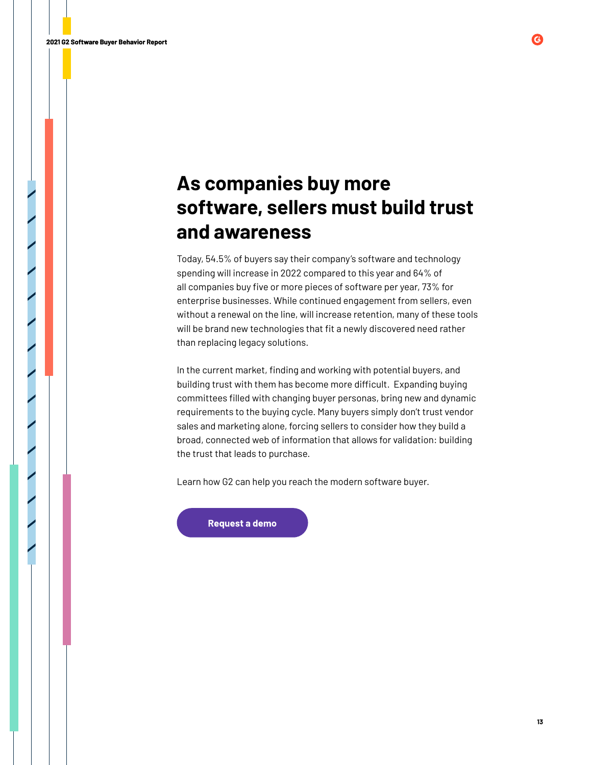# As companies buy more software, sellers must build trust and awareness

Today, 54.5% of buyers say their company's software and technology spending will increase in 2022 compared to this year and 64% of all companies buy five or more pieces of software per year, 73% for enterprise businesses. While continued engagement from sellers, even without a renewal on the line, will increase retention, many of these tools will be brand new technologies that fit a newly discovered need rather than replacing legacy solutions.

In the current market, finding and working with potential buyers, and building trust with them has become more difficult. Expanding buying committees filled with changing buyer personas, bring new and dynamic requirements to the buying cycle. Many buyers simply don't trust vendor sales and marketing alone, forcing sellers to consider how they build a broad, connected web of information that allows for validation: building the trust that leads to purchase.

Learn how G2 can help you reach the modern software buyer.

**Request a demo**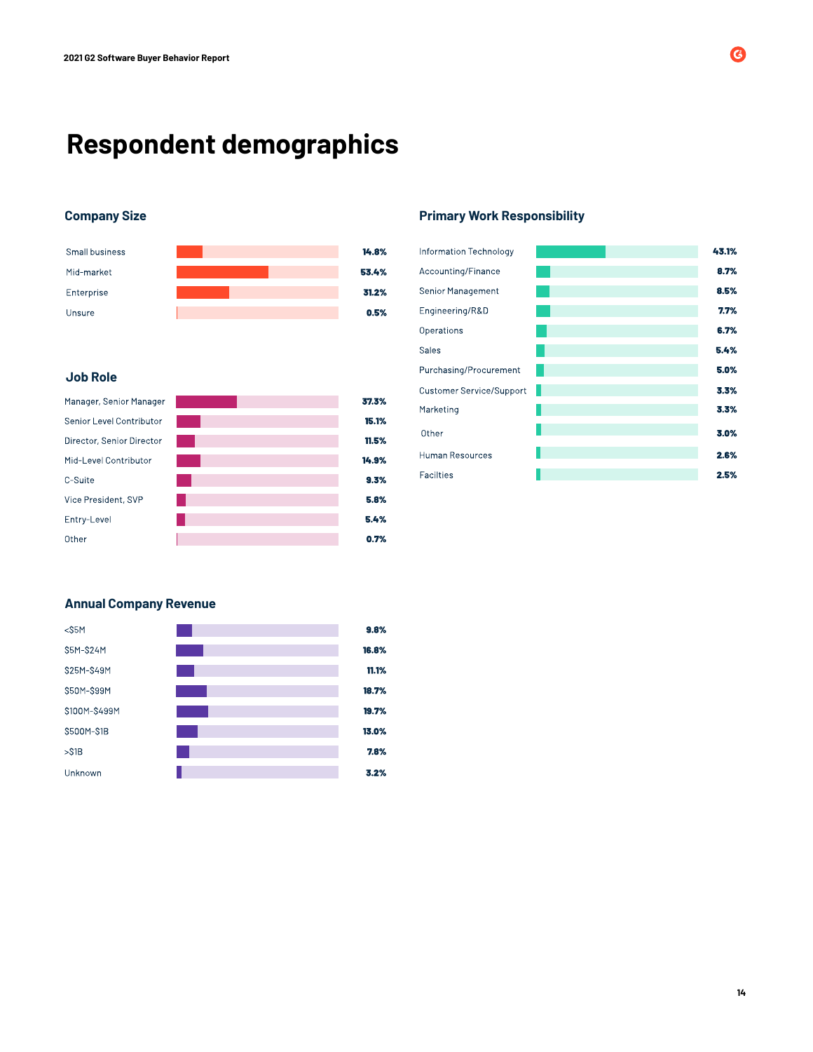# Respondent demographics

## Company Size

| Company Size | % |
|---|---|
| Small business | 14.8% |
| Mid-market | 53.4% |
| Enterprise | 31.2% |
| Unsure | 0.5% |

## Job Role

| Job Role | % |
|---|---|
| Manager, Senior Manager | 37.3% |
| Senior Level Contributor | 15.1% |
| Director, Senior Director | 11.5% |
| Mid-Level Contributor | 14.9% |
| C-Suite | 9.3% |
| Vice President, SVP | 5.8% |
| Entry-Level | 5.4% |
| Other | 0.7% |

## Annual Company Revenue

| Annual Company Revenue | % |
|---|---|
| <$5M | 9.8% |
| $5M-$24M | 16.8% |
| $25M-$49M | 11.1% |
| $50M-$99M | 18.7% |
| $100M-$499M | 19.7% |
| $500M-$1B | 13.0% |
| >$1B | 7.8% |
| Unknown | 3.2% |

## Primary Work Responsibility

| Primary Work Responsibility | % |
|---|---|
| Information Technology | 43.1% |
| Accounting/Finance | 8.7% |
| Senior Management | 8.5% |
| Engineering/R&D | 7.7% |
| Operations | 6.7% |
| Sales | 5.4% |
| Purchasing/Procurement | 5.0% |
| Customer Service/Support | 3.3% |
| Marketing | 3.3% |
| Other | 3.0% |
| Human Resources | 2.6% |
| Facilties | 2.5% |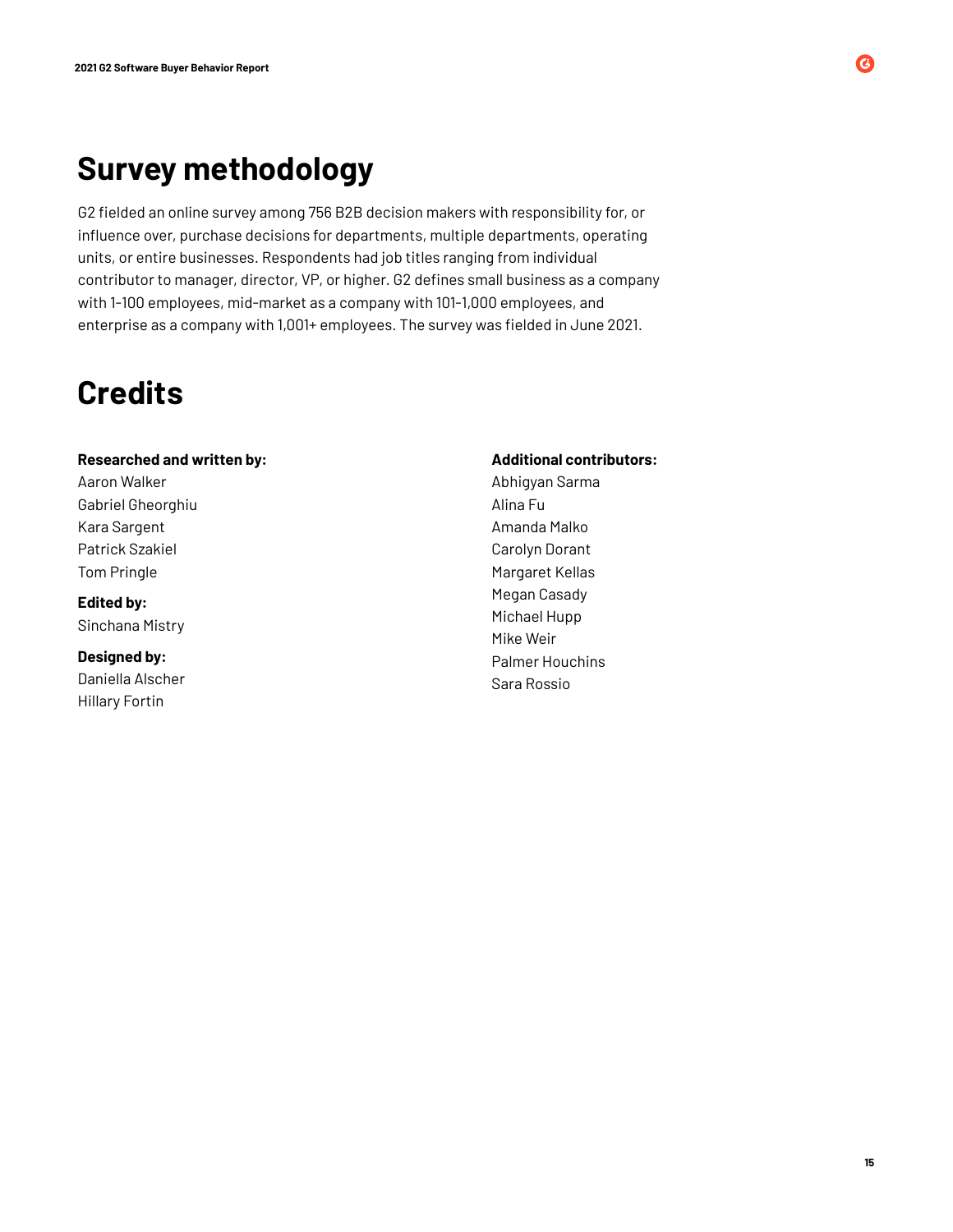# Survey methodology

G2 fielded an online survey among 756 B2B decision makers with responsibility for, or influence over, purchase decisions for departments, multiple departments, operating units, or entire businesses. Respondents had job titles ranging from individual contributor to manager, director, VP, or higher. G2 defines small business as a company with 1-100 employees, mid-market as a company with 101-1,000 employees, and enterprise as a company with 1,001+ employees. The survey was fielded in June 2021.

# Credits

**Researched and written by:**
Aaron Walker
Gabriel Gheorghiu
Kara Sargent
Patrick Szakiel
Tom Pringle

**Edited by:**
Sinchana Mistry

**Designed by:**
Daniella Alscher
Hillary Fortin

**Additional contributors:**
Abhigyan Sarma
Alina Fu
Amanda Malko
Carolyn Dorant
Margaret Kellas
Megan Casady
Michael Hupp
Mike Weir
Palmer Houchins
Sara Rossio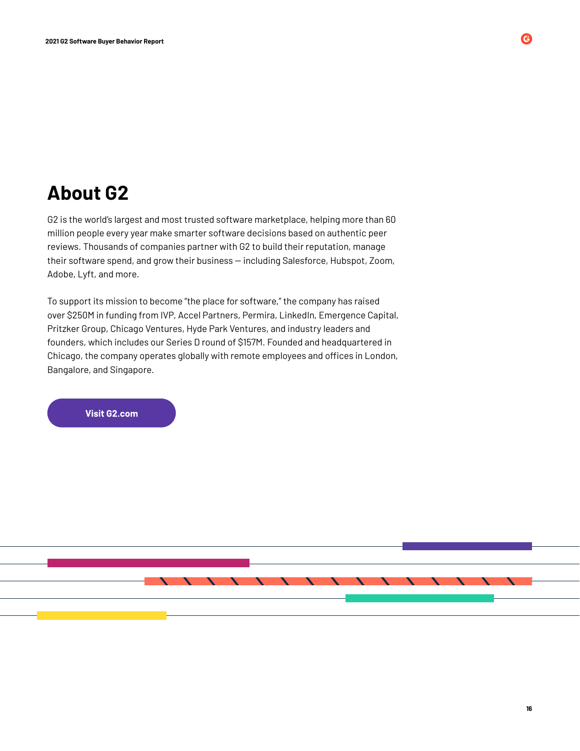# About G2

G2 is the world's largest and most trusted software marketplace, helping more than 60 million people every year make smarter software decisions based on authentic peer reviews. Thousands of companies partner with G2 to build their reputation, manage their software spend, and grow their business — including Salesforce, Hubspot, Zoom, Adobe, Lyft, and more.

To support its mission to become "the place for software," the company has raised over $250M in funding from IVP, Accel Partners, Permira, LinkedIn, Emergence Capital, Pritzker Group, Chicago Ventures, Hyde Park Ventures, and industry leaders and founders, which includes our Series D round of $157M. Founded and headquartered in Chicago, the company operates globally with remote employees and offices in London, Bangalore, and Singapore.

Visit G2.com